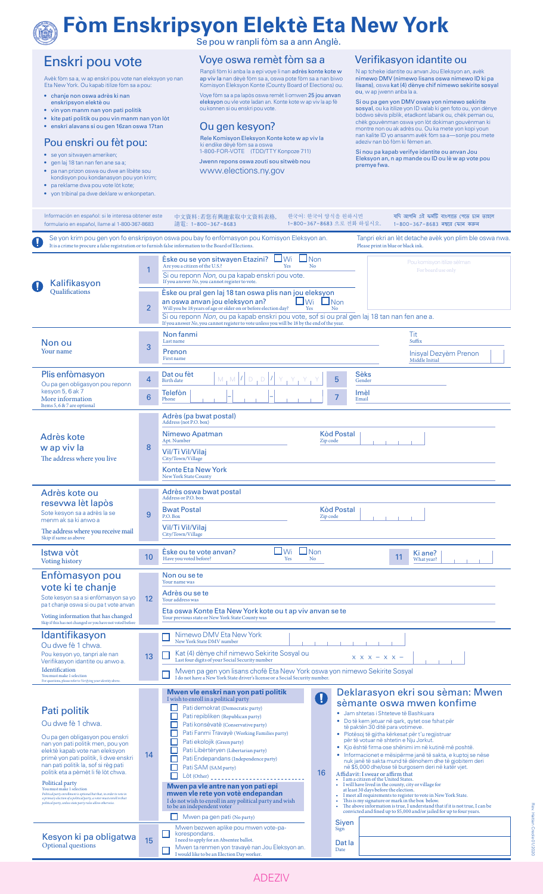# Fòm Enskripsyon Elektè Eta New York

Se pou w ranpli fòm sa a ann Anglè.

## Enskri pou vote

Avèk fòm sa a, w ap enskri pou vote nan eleksyon yo nan Eta New York. Ou kapab itilize fòm sa a pou:

- chanje non oswa adrès ki nan enskripsyon elektè ou
- vin yon manm nan yon pati politik
- kite pati politik ou pou vin manm nan yon lòt
- enskri alavans si ou gen 16zan oswa 17tan

## Pou enskri ou fèt pou:

- se yon sitwayen ameriken;
- gen laj 18 tan nan fen ane sa a;
- pa nan prizon oswa ou dwe an libète sou kondisyon pou kondanasyon pou yon krim;
- pa reklame dwa pou vote lòt kote;
- yon tribinal pa dwe deklare w enkonpetan.

## Voye oswa remèt fòm sa a

Ranpli fòm ki anba la a epi voye li nan **adrès konte kote w ap viv la** nan dèyè fòm sa a, oswa pote fòm sa a nan biwo Komisyon Eleksyon Konte (County Board of Elections) ou.

Voye fòm sa a pa lapòs oswa remèt li omwen **25 jou anvan eleksyon** ou vle vote ladan an. Konte kote w ap viv la ap fè ou konnen si ou enskri pou vote.

## Ou gen kesyon?

Rele Komisyon Eleksyon Konte kote w ap viv la ki endike dèyè fòm sa a oswa 1-800-FOR-VOTE (TDD/TTY Konpoze 711)

Jwenn repons oswa zouti sou sitwèb nou **www.elections.ny.gov**

## Verifikasyon idantite ou

N ap tcheke idantite ou anvan Jou Eleksyon an, avèk nimewo DMV (nimewo lisans oswa nimewo ID ki pa lisans), oswa **kat (4) dènye chif nimewo sekirite sosyal** ou, w ap jwenn anba la a.

Si ou pa gen yon DMV oswa yon nimewo sekirite sosyal, ou ka itilize yon ID valab ki gen foto ou, yon dènye bòdwo sèvis piblik, etadkont labank ou, chèk peman ou, chèk gouvènman oswa yon lòt dokiman gouvènman ki montre non ou ak adrès ou. Ou ka mete yon kopi youn nan kalite ID yo ansanm avèk fòm sa a—sonje pou mete adeziv nan bò fòm ki fèmen an.

Si nou pa kapab verifye idantite ou anvan Jou Eleksyon an, n ap mande ou ID ou lè w ap vote pou premye fwa.

Información en español: si le interesa obtener este formulario en español, llame al 1-800-367-8683

中文資料：若您有興趣索取中文資料表格，請電：1-800-367-8683

한국어: 한국어 양식을 원하시면 1-800-367-8683 으로 전화 하십시오.

যদি আপনি এই ফর্মটি বাংলাতে পেতে চান তাহলে 1-800-367-8683 নম্বরে ফোন করুন

Se yon krim pou fo enskripsyon oswa pou bay fo enfòmasyon pou Komisyon Eleksyon an.
It is a crime to procure a false registration or to furnish false information to the Board of Elections.

Tanpri ekri an lèt detache avèk yon plim ble oswa nwa.
Please print in blue or black ink.

Pou komisyon itilize sèlman / For board use only

**Kalifikasyon / Qualifications**

1. Èske ou se yon sitwayen Etazini? / Are you a citizen of the U.S.? ☐ Wi / Yes ☐ Non / No
   Si ou reponn *Non*, ou pa kapab enskri pou vote. / If you answer *No*, you cannot register to vote.
2. Èske ou pral gen laj 18 tan oswa plis nan jou eleksyon an oswa anvan jou eleksyon an? / Will you be 18 years of age or older on or before election day? ☐ Wi / Yes ☐ Non / No
   Si ou reponn *Non*, ou pa kapab enskri pou vote, sof si ou pral gen laj 18 tan nan fen ane a. / If you answer *No*, you cannot register to vote unless you will be 18 by the end of the year.

**Non ou / Your name**

3. Non fanmi / Last name — Tit / Suffix
   Prenon / First name — Inisyal Dezyèm Prenon / Middle Initial

**Plis enfòmasyon / More information**
Ou pa gen obligasyon pou reponn kesyon 5, 6 ak 7 / Items 5, 6 & 7 are optional

4. Dat ou fèt / Birth date: M M / D D / Y Y Y Y
5. Sèks / Gender
6. Telefòn / Phone
7. Imèl / Email

**Adrès kote w ap viv la / The address where you live**

8. Adrès (pa bwat postal) / Address (not P.O. box)
   Nimewo Apatman / Apt. Number — Kòd Postal / Zip code
   Vil/Ti Vil/Vilaj / City/Town/Village
   Konte Eta New York / New York State County

**Adrès kote ou resevwa lèt lapòs**
Sote kesyon sa a adrès la se menm ak sa ki anwo a
The address where you receive mail — Skip if same as above

9. Adrès oswa bwat postal / Address or P.O. box
   Bwat Postal / P.O. Box — Kòd Postal / Zip code
   Vil/Ti Vil/Vilaj / City/Town/Village

**Istwa vòt / Voting history**

10. Èske ou te vote anvan? / Have you voted before? ☐ Wi / Yes ☐ Non / No
11. Ki ane? / What year?

**Enfòmasyon pou vote ki te chanje**
Sote kesyon sa a si enfòmasyon sa yo pa t chanje oswa si ou pa t vote anvan
Voting information that has changed — Skip if this has not changed or you have not voted before

12. Non ou se te / Your name was
    Adrès ou se te / Your address was
    Eta oswa Konte Eta New York kote ou t ap viv anvan se te / Your previous state or New York State County was

**Idantifikasyon**
Ou dwe fè 1 chwa.
Pou kesyon yo, tanpri ale nan Verifikasyon idantite ou anwo a.
Identification — You must make 1 selection. For questions, please refer to *Verifying your identity* above.

13. ☐ Nimewo DMV Eta New York / New York State DMV number
    ☐ Kat (4) dènye chif nimewo Sekirite Sosyal ou / Last four digits of your Social Security number: X X X – X X –
    ☐ Mwen pa gen yon lisans chofè Eta New York oswa yon nimewo Sekirite Sosyal / I do not have a New York State driver's license or a Social Security number.

**Pati politik**
Ou dwe fè 1 chwa.
Ou pa gen obligasyon pou enskri nan yon pati politik men, pou yon elektè kapab vote nan eleksyon primè yon pati politik, li dwe enskri nan pati politik la, sof si règ pati politik la a pèmèt li fè lòt chwa.

Political party — You must make 1 selection. *Political party enrollment is optional but, in order to vote in a primary election of a political party, a voter must enroll in that political party, unless state party rules allow otherwise.*

14. **Mwen vle enskri nan yon pati politik / I wish to enroll in a political party**
    - ☐ Pati demokrat (Democratic party)
    - ☐ Pati repibliken (Republican party)
    - ☐ Pati konsèvatè (Conservative party)
    - ☐ Pati Fanmi Travayè (Working Families party)
    - ☐ Pati ekolojik (Green party)
    - ☐ Pati Libètèryen (Libertarian party)
    - ☐ Pati Endepandans (Independence party)
    - ☐ Pati SAM (SAM party)
    - ☐ Lòt (Other) ____________

    **Mwen pa vle antre nan yon pati epi mwen vle rete yon votè endepandan / I do not wish to enroll in any political party and wish to be an independent voter**
    - ☐ Mwen pa gen pati (No party)

**Kesyon ki pa obligatwa / Optional questions**

15. ☐ Mwen bezwen aplike pou mwen vote-pa-korespondans. / I need to apply for an Absentee ballot.
    ☐ Mwen ta renmen yon travayè nan Jou Eleksyon an. / I would like to be an Election Day worker.

**Deklarasyon ekri sou sèman: Mwen sèmante oswa mwen konfime**

16.
- Jam shtetas i Shteteve të Bashkuara
- Do të kem jetuar në qark, qytet ose fshat për të paktën 30 ditë para votimeve.
- Plotësoj të gjitha kërkesat për t'u regjistruar për të votuar në shtetin e Nju Jorkut.
- Kjo është firma ose shënimi im në kutinë më poshtë.
- Informacionet e mësipërme janë të sakta, e kuptoj se nëse nuk janë të sakta mund të dënohem dhe të gjobitem deri në $5,000 dhe/ose të burgosem deri në katër vjet.

Affidavit: I swear or affirm that
- I am a citizen of the United States.
- I will have lived in the county, city or village for at least 30 days before the election.
- I meet all requirements to register to vote in New York State.
- This is my signature or mark in the box below.
- The above information is true, I understand that if it is not true, I can be convicted and fined up to $5,000 and/or jailed for up to four years.

Siyen / Sign

Dat la / Date

ADEZIV

Rev. Haitian Creole 01/2020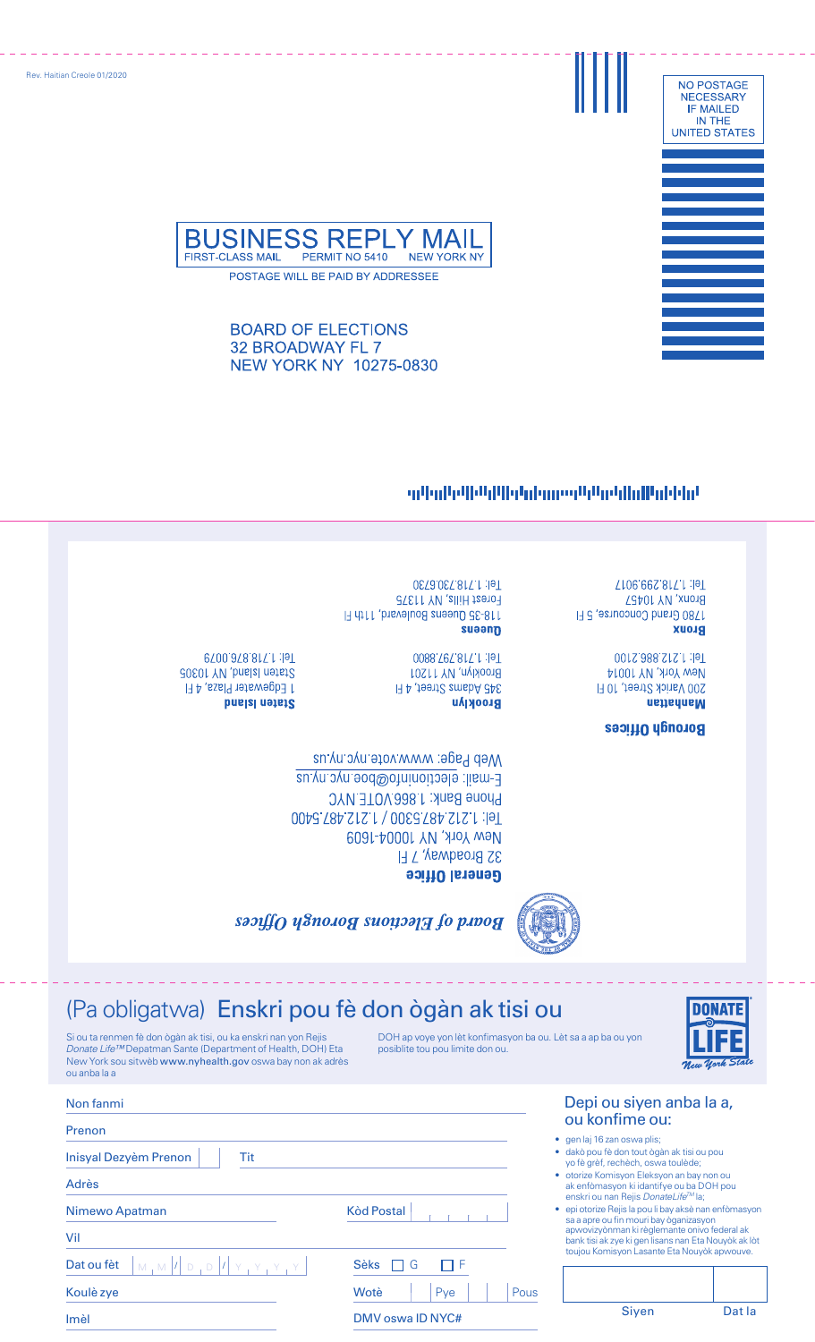Rev. Haitian Creole 01/2020

NO POSTAGE NECESSARY IF MAILED IN THE UNITED STATES

**BUSINESS REPLY MAIL**
FIRST-CLASS MAIL PERMIT NO 5410 NEW YORK NY

POSTAGE WILL BE PAID BY ADDRESSEE

BOARD OF ELECTIONS
32 BROADWAY FL 7
NEW YORK NY 10275-0830

## *Board of Elections Borough Offices*

**General Office**
32 Broadway, 7 Fl
New York, NY 10004-1609
Tel: 1.212.487.5300 / 1.212.487.5400
Phone Bank: 1.866.VOTE.NYC
E-mail: electioninfo@boe.nyc.ny.us
Web Page: www.vote.nyc.ny.us

**Borough Offices**

**Manhattan**
200 Varick Street, 10 Fl
New York, NY 10014
Tel: 1.212.886.2100

**Bronx**
1780 Grand Concourse, 5 Fl
Bronx, NY 10457
Tel: 1.718.299.9017

**Brooklyn**
345 Adams Street, 4 Fl
Brooklyn, NY 11201
Tel: 1.718.797.8800

**Queens**
118-35 Queens Boulevard, 11th Fl
Forest Hills, NY 11375
Tel: 1.718.730.6730

**Staten Island**
1 Edgewater Plaza, 4 Fl
Staten Island, NY 10305
Tel: 1.718.876.0079

## (Pa obligatwa) Enskri pou fè donògàn ak tisi ou

DONATE LIFE *New York State*

Si ou ta renmen fè don ògàn ak tisi, ou ka enskri nan yon Rejis *Donate Life™* Depatman Sante (Department of Health, DOH) Eta New York sou sitwèb **www.nyhealth.gov** oswa bay non ak adrès ou anba la a

DOH ap voye yon lèt konfimasyon ba ou. Lèt sa a ap ba ou yon posiblite tou pou limite don ou.

Non fanmi

Prenon

Inisyal Dezyèm Prenon | Tit

Adrès

Nimewo Apatman | Kòd Postal

Vil

Dat ou fèt M M / D D / Y Y Y Y | Sèks ☐ G ☐ F

Koulè zye | Wotè Pye Pous

Imèl | DMV oswa ID NYC#

### Depi ou siyen anba la a, ou konfime ou:

- gen laj 16 zan oswa plis;
- dakò pou fè don tout ògàn ak tisi ou pou yo fè grèf, rechèch, oswa toulède;
- otorize Komisyon Eleksyon an bay non ou ak enfòmasyon ki idantifye ou ba DOH pou enskri ou nan Rejis *DonateLife*™ la;
- epi otorize Rejis la pou li bay aksè nan enfòmasyon sa a apre ou fin mouri bay òganizasyon apwovizyònman ki règlemante onivo federal ak bank tisi ak zye ki gen lisans nan Eta Nouyòk ak lòt toujou Komisyon Lasante Eta Nouyòk apwouve.

Siyen | Dat la